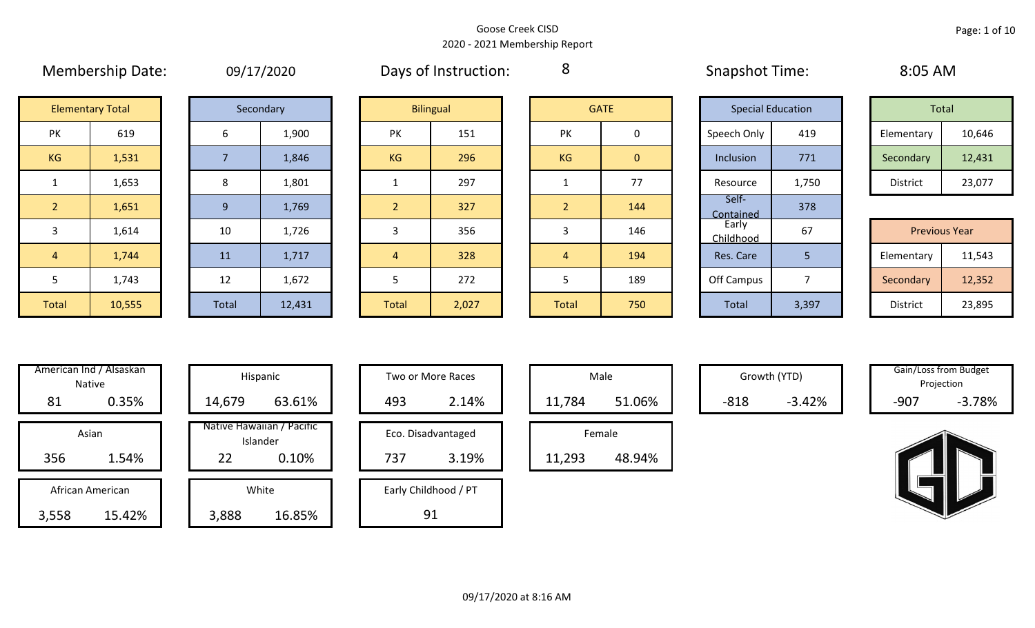# Goose Creek CISD

## 2020 - 2021 Membership Report

Membership Date: 09/17/2020

Days of Instruction: 8

Snapshot Time: 8:05 AM

| Elementary Total | |
|---|---|
| PK | 619 |
| KG | 1,531 |
| 1 | 1,653 |
| 2 | 1,651 |
| 3 | 1,614 |
| 4 | 1,744 |
| 5 | 1,743 |
| Total | 10,555 |

| Secondary | |
|---|---|
| 6 | 1,900 |
| 7 | 1,846 |
| 8 | 1,801 |
| 9 | 1,769 |
| 10 | 1,726 |
| 11 | 1,717 |
| 12 | 1,672 |
| Total | 12,431 |

| Bilingual | |
|---|---|
| PK | 151 |
| KG | 296 |
| 1 | 297 |
| 2 | 327 |
| 3 | 356 |
| 4 | 328 |
| 5 | 272 |
| Total | 2,027 |

| GATE | |
|---|---|
| PK | 0 |
| KG | 0 |
| 1 | 77 |
| 2 | 144 |
| 3 | 146 |
| 4 | 194 |
| 5 | 189 |
| Total | 750 |

| Special Education | |
|---|---|
| Speech Only | 419 |
| Inclusion | 771 |
| Resource | 1,750 |
| Self-Contained | 378 |
| Early Childhood | 67 |
| Res. Care | 5 |
| Off Campus | 7 |
| Total | 3,397 |

| Total | |
|---|---|
| Elementary | 10,646 |
| Secondary | 12,431 |
| District | 23,077 |

| Previous Year | |
|---|---|
| Elementary | 11,543 |
| Secondary | 12,352 |
| District | 23,895 |

| Category | Count | Percent |
|---|---|---|
| American Ind / Alsaskan Native | 81 | 0.35% |
| Asian | 356 | 1.54% |
| African American | 3,558 | 15.42% |
| Hispanic | 14,679 | 63.61% |
| Native Hawaiian / Pacific Islander | 22 | 0.10% |
| White | 3,888 | 16.85% |
| Two or More Races | 493 | 2.14% |
| Eco. Disadvantaged | 737 | 3.19% |
| Early Childhood / PT | 91 | |
| Male | 11,784 | 51.06% |
| Female | 11,293 | 48.94% |
| Growth (YTD) | -818 | -3.42% |
| Gain/Loss from Budget Projection | -907 | -3.78% |

09/17/2020 at 8:16 AM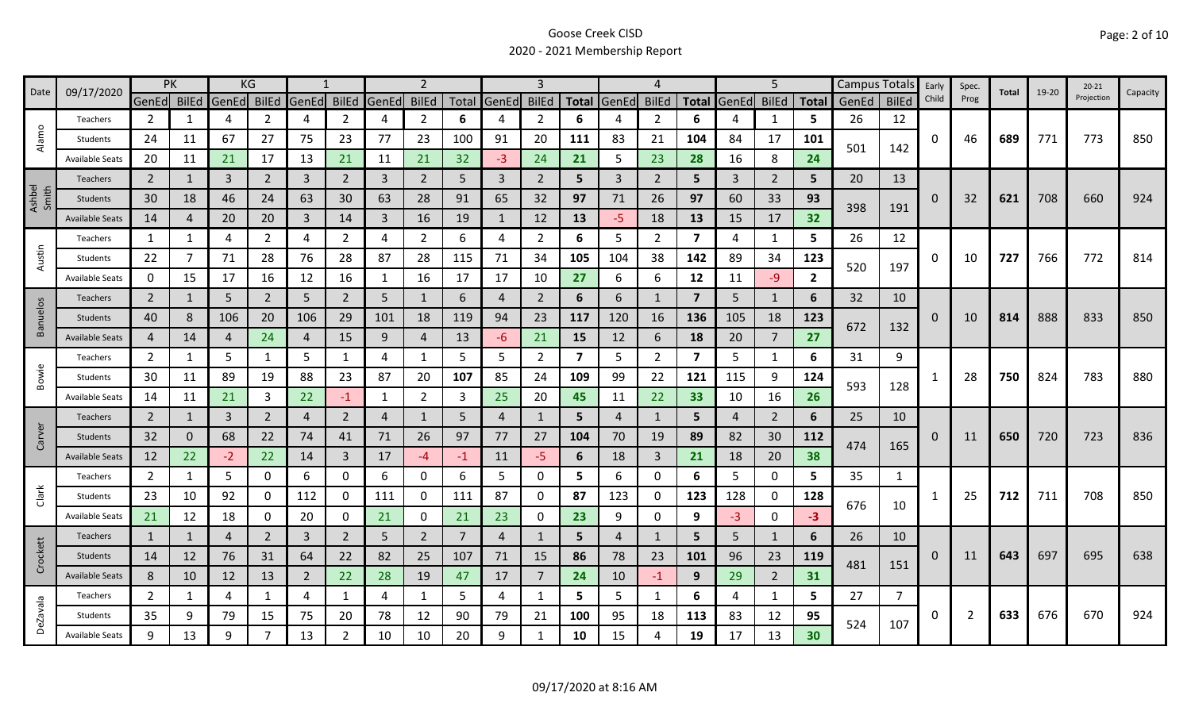# Goose Creek CISD

## 2020 - 2021 Membership Report

| Date | 09/17/2020 | PK | | KG | | 1 | | 2 | | | 3 | | | 4 | | | 5 | | | Campus Totals | | Early Child | Spec. Prog | Total | 19-20 | 20-21 Projection | Capacity |
|---|---|---|---|---|---|---|---|---|---|---|---|---|---|---|---|---|---|---|---|---|---|---|---|---|---|---|---|
| | | GenEd | BilEd | GenEd | BilEd | GenEd | BilEd | GenEd | BilEd | Total | GenEd | BilEd | Total | GenEd | BilEd | Total | GenEd | BilEd | Total | GenEd | BilEd | | | | | | |
| Alamo | Teachers | 2 | 1 | 4 | 2 | 4 | 2 | 4 | 2 | 6 | 4 | 2 | 6 | 4 | 2 | 6 | 4 | 1 | 5 | 26 | 12 | 0 | 46 | 689 | 771 | 773 | 850 |
| | Students | 24 | 11 | 67 | 27 | 75 | 23 | 77 | 23 | 100 | 91 | 20 | 111 | 83 | 21 | 104 | 84 | 17 | 101 | 501 | 142 | | | | | | |
| | Available Seats | 20 | 11 | 21 | 17 | 13 | 21 | 11 | 21 | 32 | -3 | 24 | 21 | 5 | 23 | 28 | 16 | 8 | 24 | | | | | | | | |
| Ashbel Smith | Teachers | 2 | 1 | 3 | 2 | 3 | 2 | 3 | 2 | 5 | 3 | 2 | 5 | 3 | 2 | 5 | 3 | 2 | 5 | 20 | 13 | 0 | 32 | 621 | 708 | 660 | 924 |
| | Students | 30 | 18 | 46 | 24 | 63 | 30 | 63 | 28 | 91 | 65 | 32 | 97 | 71 | 26 | 97 | 60 | 33 | 93 | 398 | 191 | | | | | | |
| | Available Seats | 14 | 4 | 20 | 20 | 3 | 14 | 3 | 16 | 19 | 1 | 12 | 13 | -5 | 18 | 13 | 15 | 17 | 32 | | | | | | | | |
| Austin | Teachers | 1 | 1 | 4 | 2 | 4 | 2 | 4 | 2 | 6 | 4 | 2 | 6 | 5 | 2 | 7 | 4 | 1 | 5 | 26 | 12 | 0 | 10 | 727 | 766 | 772 | 814 |
| | Students | 22 | 7 | 71 | 28 | 76 | 28 | 87 | 28 | 115 | 71 | 34 | 105 | 104 | 38 | 142 | 89 | 34 | 123 | 520 | 197 | | | | | | |
| | Available Seats | 0 | 15 | 17 | 16 | 12 | 16 | 1 | 16 | 17 | 17 | 10 | 27 | 6 | 6 | 12 | 11 | -9 | 2 | | | | | | | | |
| Banuelos | Teachers | 2 | 1 | 5 | 2 | 5 | 2 | 5 | 1 | 6 | 4 | 2 | 6 | 6 | 1 | 7 | 5 | 1 | 6 | 32 | 10 | 0 | 10 | 814 | 888 | 833 | 850 |
| | Students | 40 | 8 | 106 | 20 | 106 | 29 | 101 | 18 | 119 | 94 | 23 | 117 | 120 | 16 | 136 | 105 | 18 | 123 | 672 | 132 | | | | | | |
| | Available Seats | 4 | 14 | 4 | 24 | 4 | 15 | 9 | 4 | 13 | -6 | 21 | 15 | 12 | 6 | 18 | 20 | 7 | 27 | | | | | | | | |
| Bowie | Teachers | 2 | 1 | 5 | 1 | 5 | 1 | 4 | 1 | 5 | 5 | 2 | 7 | 5 | 2 | 7 | 5 | 1 | 6 | 31 | 9 | 1 | 28 | 750 | 824 | 783 | 880 |
| | Students | 30 | 11 | 89 | 19 | 88 | 23 | 87 | 20 | 107 | 85 | 24 | 109 | 99 | 22 | 121 | 115 | 9 | 124 | 593 | 128 | | | | | | |
| | Available Seats | 14 | 11 | 21 | 3 | 22 | -1 | 1 | 2 | 3 | 25 | 20 | 45 | 11 | 22 | 33 | 10 | 16 | 26 | | | | | | | | |
| Carver | Teachers | 2 | 1 | 3 | 2 | 4 | 2 | 4 | 1 | 5 | 4 | 1 | 5 | 4 | 1 | 5 | 4 | 2 | 6 | 25 | 10 | 0 | 11 | 650 | 720 | 723 | 836 |
| | Students | 32 | 0 | 68 | 22 | 74 | 41 | 71 | 26 | 97 | 77 | 27 | 104 | 70 | 19 | 89 | 82 | 30 | 112 | 474 | 165 | | | | | | |
| | Available Seats | 12 | 22 | -2 | 22 | 14 | 3 | 17 | -4 | -1 | 11 | -5 | 6 | 18 | 3 | 21 | 18 | 20 | 38 | | | | | | | | |
| Clark | Teachers | 2 | 1 | 5 | 0 | 6 | 0 | 6 | 0 | 6 | 5 | 0 | 5 | 6 | 0 | 6 | 5 | 0 | 5 | 35 | 1 | 1 | 25 | 712 | 711 | 708 | 850 |
| | Students | 23 | 10 | 92 | 0 | 112 | 0 | 111 | 0 | 111 | 87 | 0 | 87 | 123 | 0 | 123 | 128 | 0 | 128 | 676 | 10 | | | | | | |
| | Available Seats | 21 | 12 | 18 | 0 | 20 | 0 | 21 | 0 | 21 | 23 | 0 | 23 | 9 | 0 | 9 | -3 | 0 | -3 | | | | | | | | |
| Crockett | Teachers | 1 | 1 | 4 | 2 | 3 | 2 | 5 | 2 | 7 | 4 | 1 | 5 | 4 | 1 | 5 | 5 | 1 | 6 | 26 | 10 | 0 | 11 | 643 | 697 | 695 | 638 |
| | Students | 14 | 12 | 76 | 31 | 64 | 22 | 82 | 25 | 107 | 71 | 15 | 86 | 78 | 23 | 101 | 96 | 23 | 119 | 481 | 151 | | | | | | |
| | Available Seats | 8 | 10 | 12 | 13 | 2 | 22 | 28 | 19 | 47 | 17 | 7 | 24 | 10 | -1 | 9 | 29 | 2 | 31 | | | | | | | | |
| DeZavala | Teachers | 2 | 1 | 4 | 1 | 4 | 1 | 4 | 1 | 5 | 4 | 1 | 5 | 5 | 1 | 6 | 4 | 1 | 5 | 27 | 7 | 0 | 2 | 633 | 676 | 670 | 924 |
| | Students | 35 | 9 | 79 | 15 | 75 | 20 | 78 | 12 | 90 | 79 | 21 | 100 | 95 | 18 | 113 | 83 | 12 | 95 | 524 | 107 | | | | | | |
| | Available Seats | 9 | 13 | 9 | 7 | 13 | 2 | 10 | 10 | 20 | 9 | 1 | 10 | 15 | 4 | 19 | 17 | 13 | 30 | | | | | | | | |

09/17/2020 at 8:16 AM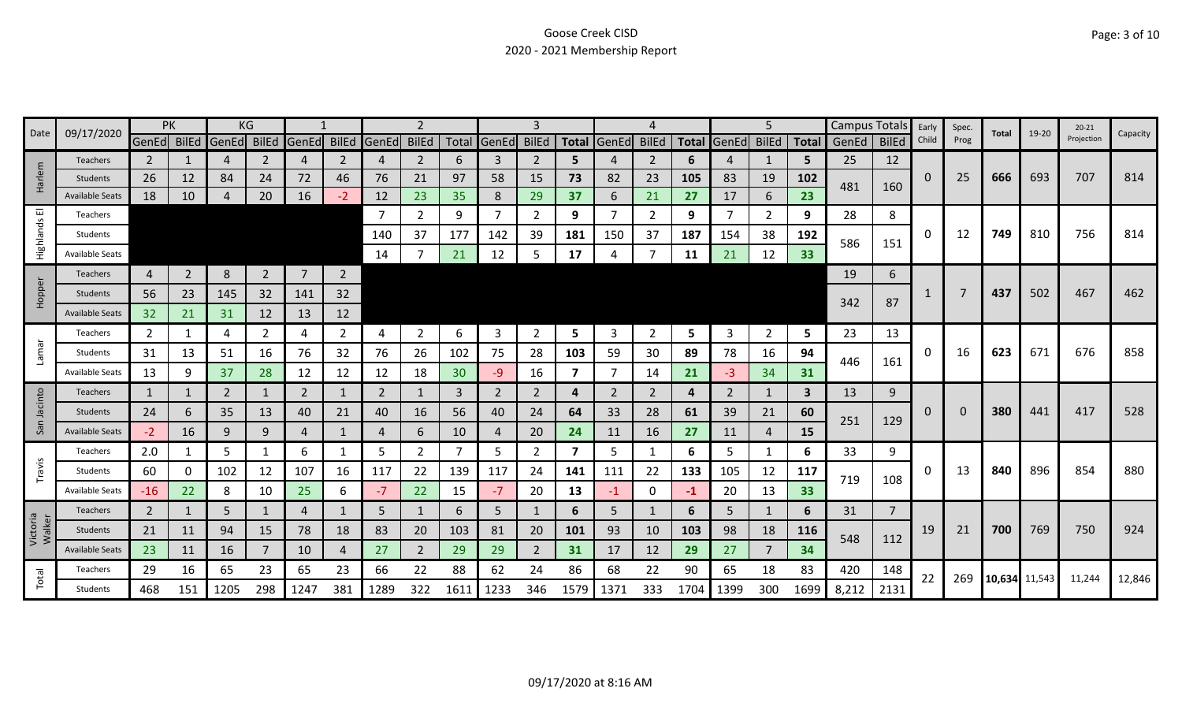# Goose Creek CISD

## 2020 - 2021 Membership Report

| Date | 09/17/2020 | PK | | KG | | 1 | | 2 | | | 3 | | | 4 | | | 5 | | | Campus Totals | | Early Child | Spec. Prog | Total | 19-20 | 20-21 Projection | Capacity |
|---|---|---|---|---|---|---|---|---|---|---|---|---|---|---|---|---|---|---|---|---|---|---|---|---|---|---|---|
| | | GenEd | BilEd | GenEd | BilEd | GenEd | BilEd | GenEd | BilEd | Total | GenEd | BilEd | Total | GenEd | BilEd | Total | GenEd | BilEd | Total | GenEd | BilEd | | | | | | |
| Harlem | Teachers | 2 | 1 | 4 | 2 | 4 | 2 | 4 | 2 | 6 | 3 | 2 | 5 | 4 | 2 | 6 | 4 | 1 | 5 | 25 | 12 | 0 | 25 | 666 | 693 | 707 | 814 |
| | Students | 26 | 12 | 84 | 24 | 72 | 46 | 76 | 21 | 97 | 58 | 15 | 73 | 82 | 23 | 105 | 83 | 19 | 102 | 481 | 160 | | | | | | |
| | Available Seats | 18 | 10 | 4 | 20 | 16 | -2 | 12 | 23 | 35 | 8 | 29 | 37 | 6 | 21 | 27 | 17 | 6 | 23 | | | | | | | | |
| Highlands El | Teachers | | | | | | | 7 | 2 | 9 | 7 | 2 | 9 | 7 | 2 | 9 | 7 | 2 | 9 | 28 | 8 | 0 | 12 | 749 | 810 | 756 | 814 |
| | Students | | | | | | | 140 | 37 | 177 | 142 | 39 | 181 | 150 | 37 | 187 | 154 | 38 | 192 | 586 | 151 | | | | | | |
| | Available Seats | | | | | | | 14 | 7 | 21 | 12 | 5 | 17 | 4 | 7 | 11 | 21 | 12 | 33 | | | | | | | | |
| Hopper | Teachers | 4 | 2 | 8 | 2 | 7 | 2 | | | | | | | | | | | | | 19 | 6 | 1 | 7 | 437 | 502 | 467 | 462 |
| | Students | 56 | 23 | 145 | 32 | 141 | 32 | | | | | | | | | | | | | 342 | 87 | | | | | | |
| | Available Seats | 32 | 21 | 31 | 12 | 13 | 12 | | | | | | | | | | | | | | | | | | | | |
| Lamar | Teachers | 2 | 1 | 4 | 2 | 4 | 2 | 4 | 2 | 6 | 3 | 2 | 5 | 3 | 2 | 5 | 3 | 2 | 5 | 23 | 13 | 0 | 16 | 623 | 671 | 676 | 858 |
| | Students | 31 | 13 | 51 | 16 | 76 | 32 | 76 | 26 | 102 | 75 | 28 | 103 | 59 | 30 | 89 | 78 | 16 | 94 | 446 | 161 | | | | | | |
| | Available Seats | 13 | 9 | 37 | 28 | 12 | 12 | 12 | 18 | 30 | -9 | 16 | 7 | 7 | 14 | 21 | -3 | 34 | 31 | | | | | | | | |
| San Jacinto | Teachers | 1 | 1 | 2 | 1 | 2 | 1 | 2 | 1 | 3 | 2 | 2 | 4 | 2 | 2 | 4 | 2 | 1 | 3 | 13 | 9 | 0 | 0 | 380 | 441 | 417 | 528 |
| | Students | 24 | 6 | 35 | 13 | 40 | 21 | 40 | 16 | 56 | 40 | 24 | 64 | 33 | 28 | 61 | 39 | 21 | 60 | 251 | 129 | | | | | | |
| | Available Seats | -2 | 16 | 9 | 9 | 4 | 1 | 4 | 6 | 10 | 4 | 20 | 24 | 11 | 16 | 27 | 11 | 4 | 15 | | | | | | | | |
| Travis | Teachers | 2.0 | 1 | 5 | 1 | 6 | 1 | 5 | 2 | 7 | 5 | 2 | 7 | 5 | 1 | 6 | 5 | 1 | 6 | 33 | 9 | 0 | 13 | 840 | 896 | 854 | 880 |
| | Students | 60 | 0 | 102 | 12 | 107 | 16 | 117 | 22 | 139 | 117 | 24 | 141 | 111 | 22 | 133 | 105 | 12 | 117 | 719 | 108 | | | | | | |
| | Available Seats | -16 | 22 | 8 | 10 | 25 | 6 | -7 | 22 | 15 | -7 | 20 | 13 | -1 | 0 | -1 | 20 | 13 | 33 | | | | | | | | |
| Victoria Walker | Teachers | 2 | 1 | 5 | 1 | 4 | 1 | 5 | 1 | 6 | 5 | 1 | 6 | 5 | 1 | 6 | 5 | 1 | 6 | 31 | 7 | 19 | 21 | 700 | 769 | 750 | 924 |
| | Students | 21 | 11 | 94 | 15 | 78 | 18 | 83 | 20 | 103 | 81 | 20 | 101 | 93 | 10 | 103 | 98 | 18 | 116 | 548 | 112 | | | | | | |
| | Available Seats | 23 | 11 | 16 | 7 | 10 | 4 | 27 | 2 | 29 | 29 | 2 | 31 | 17 | 12 | 29 | 27 | 7 | 34 | | | | | | | | |
| Total | Teachers | 29 | 16 | 65 | 23 | 65 | 23 | 66 | 22 | 88 | 62 | 24 | 86 | 68 | 22 | 90 | 65 | 18 | 83 | 420 | 148 | 22 | 269 | 10,634 | 11,543 | 11,244 | 12,846 |
| | Students | 468 | 151 | 1205 | 298 | 1247 | 381 | 1289 | 322 | 1611 | 1233 | 346 | 1579 | 1371 | 333 | 1704 | 1399 | 300 | 1699 | 8,212 | 2131 | | | | | | |

09/17/2020 at 8:16 AM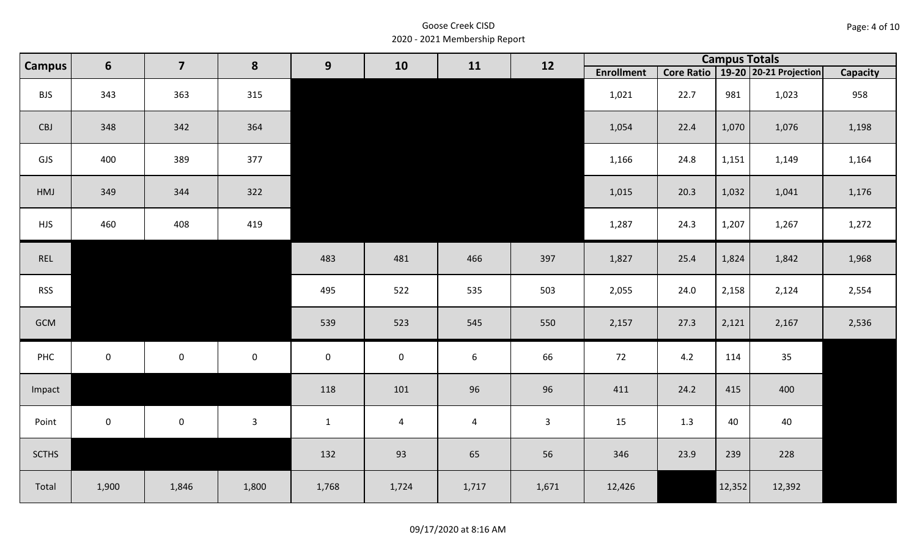Goose Creek CISD
2020 - 2021 Membership Report

| Campus | 6 | 7 | 8 | 9 | 10 | 11 | 12 | Campus Totals | | | | |
|---|---|---|---|---|---|---|---|---|---|---|---|---|
| | | | | | | | | Enrollment | Core Ratio | 19-20 | 20-21 Projection | Capacity |
| BJS | 343 | 363 | 315 | | | | | 1,021 | 22.7 | 981 | 1,023 | 958 |
| CBJ | 348 | 342 | 364 | | | | | 1,054 | 22.4 | 1,070 | 1,076 | 1,198 |
| GJS | 400 | 389 | 377 | | | | | 1,166 | 24.8 | 1,151 | 1,149 | 1,164 |
| HMJ | 349 | 344 | 322 | | | | | 1,015 | 20.3 | 1,032 | 1,041 | 1,176 |
| HJS | 460 | 408 | 419 | | | | | 1,287 | 24.3 | 1,207 | 1,267 | 1,272 |
| REL | | | | 483 | 481 | 466 | 397 | 1,827 | 25.4 | 1,824 | 1,842 | 1,968 |
| RSS | | | | 495 | 522 | 535 | 503 | 2,055 | 24.0 | 2,158 | 2,124 | 2,554 |
| GCM | | | | 539 | 523 | 545 | 550 | 2,157 | 27.3 | 2,121 | 2,167 | 2,536 |
| PHC | 0 | 0 | 0 | 0 | 0 | 6 | 66 | 72 | 4.2 | 114 | 35 | |
| Impact | | | | 118 | 101 | 96 | 96 | 411 | 24.2 | 415 | 400 | |
| Point | 0 | 0 | 3 | 1 | 4 | 4 | 3 | 15 | 1.3 | 40 | 40 | |
| SCTHS | | | | 132 | 93 | 65 | 56 | 346 | 23.9 | 239 | 228 | |
| Total | 1,900 | 1,846 | 1,800 | 1,768 | 1,724 | 1,717 | 1,671 | 12,426 | | 12,352 | 12,392 | |

09/17/2020 at 8:16 AM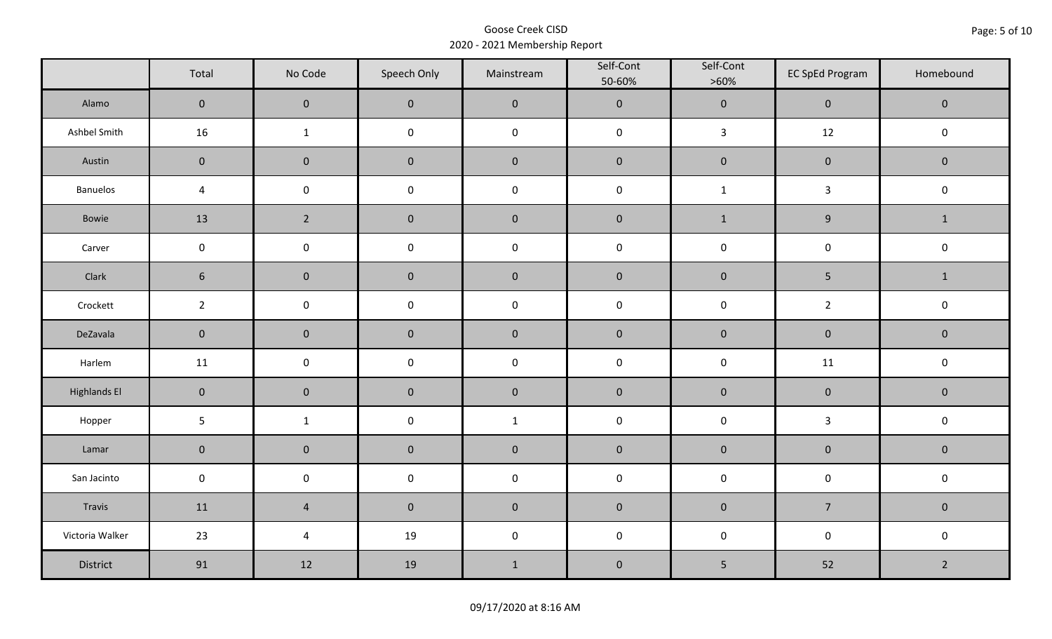Goose Creek CISD
2020 - 2021 Membership Report

| | Total | No Code | Speech Only | Mainstream | Self-Cont 50-60% | Self-Cont >60% | EC SpEd Program | Homebound |
|---|---|---|---|---|---|---|---|---|
| Alamo | 0 | 0 | 0 | 0 | 0 | 0 | 0 | 0 |
| Ashbel Smith | 16 | 1 | 0 | 0 | 0 | 3 | 12 | 0 |
| Austin | 0 | 0 | 0 | 0 | 0 | 0 | 0 | 0 |
| Banuelos | 4 | 0 | 0 | 0 | 0 | 1 | 3 | 0 |
| Bowie | 13 | 2 | 0 | 0 | 0 | 1 | 9 | 1 |
| Carver | 0 | 0 | 0 | 0 | 0 | 0 | 0 | 0 |
| Clark | 6 | 0 | 0 | 0 | 0 | 0 | 5 | 1 |
| Crockett | 2 | 0 | 0 | 0 | 0 | 0 | 2 | 0 |
| DeZavala | 0 | 0 | 0 | 0 | 0 | 0 | 0 | 0 |
| Harlem | 11 | 0 | 0 | 0 | 0 | 0 | 11 | 0 |
| Highlands El | 0 | 0 | 0 | 0 | 0 | 0 | 0 | 0 |
| Hopper | 5 | 1 | 0 | 1 | 0 | 0 | 3 | 0 |
| Lamar | 0 | 0 | 0 | 0 | 0 | 0 | 0 | 0 |
| San Jacinto | 0 | 0 | 0 | 0 | 0 | 0 | 0 | 0 |
| Travis | 11 | 4 | 0 | 0 | 0 | 0 | 7 | 0 |
| Victoria Walker | 23 | 4 | 19 | 0 | 0 | 0 | 0 | 0 |
| District | 91 | 12 | 19 | 1 | 0 | 5 | 52 | 2 |

09/17/2020 at 8:16 AM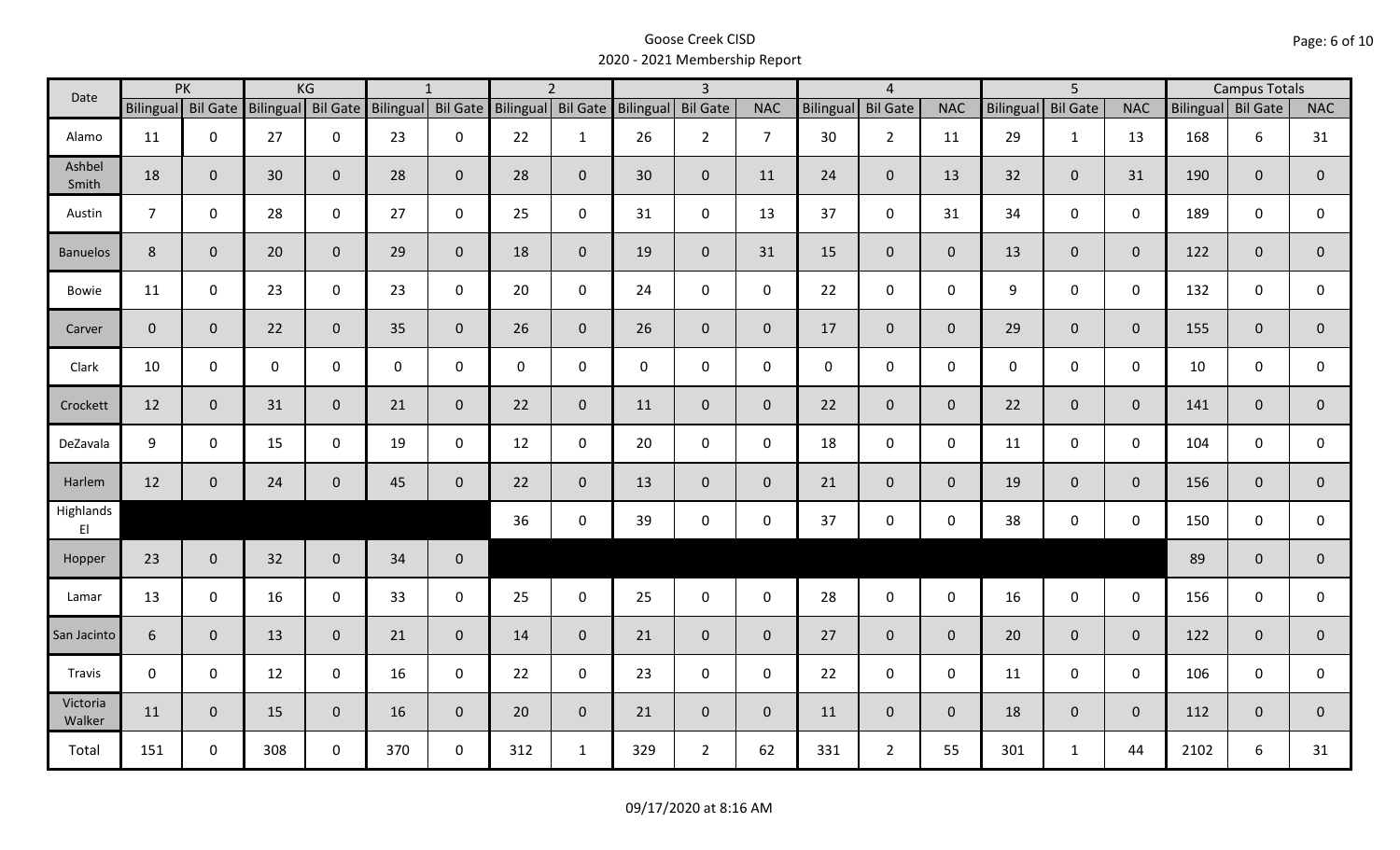# Goose Creek CISD
## 2020 - 2021 Membership Report

| Date | PK | | KG | | 1 | | 2 | | 3 | | | 4 | | | 5 | | | Campus Totals | | |
|---|---|---|---|---|---|---|---|---|---|---|---|---|---|---|---|---|---|---|---|---|
| | Bilingual | Bil Gate | Bilingual | Bil Gate | Bilingual | Bil Gate | Bilingual | Bil Gate | Bilingual | Bil Gate | NAC | Bilingual | Bil Gate | NAC | Bilingual | Bil Gate | NAC | Bilingual | Bil Gate | NAC |
| Alamo | 11 | 0 | 27 | 0 | 23 | 0 | 22 | 1 | 26 | 2 | 7 | 30 | 2 | 11 | 29 | 1 | 13 | 168 | 6 | 31 |
| Ashbel Smith | 18 | 0 | 30 | 0 | 28 | 0 | 28 | 0 | 30 | 0 | 11 | 24 | 0 | 13 | 32 | 0 | 31 | 190 | 0 | 0 |
| Austin | 7 | 0 | 28 | 0 | 27 | 0 | 25 | 0 | 31 | 0 | 13 | 37 | 0 | 31 | 34 | 0 | 0 | 189 | 0 | 0 |
| Banuelos | 8 | 0 | 20 | 0 | 29 | 0 | 18 | 0 | 19 | 0 | 31 | 15 | 0 | 0 | 13 | 0 | 0 | 122 | 0 | 0 |
| Bowie | 11 | 0 | 23 | 0 | 23 | 0 | 20 | 0 | 24 | 0 | 0 | 22 | 0 | 0 | 9 | 0 | 0 | 132 | 0 | 0 |
| Carver | 0 | 0 | 22 | 0 | 35 | 0 | 26 | 0 | 26 | 0 | 0 | 17 | 0 | 0 | 29 | 0 | 0 | 155 | 0 | 0 |
| Clark | 10 | 0 | 0 | 0 | 0 | 0 | 0 | 0 | 0 | 0 | 0 | 0 | 0 | 0 | 0 | 0 | 0 | 10 | 0 | 0 |
| Crockett | 12 | 0 | 31 | 0 | 21 | 0 | 22 | 0 | 11 | 0 | 0 | 22 | 0 | 0 | 22 | 0 | 0 | 141 | 0 | 0 |
| DeZavala | 9 | 0 | 15 | 0 | 19 | 0 | 12 | 0 | 20 | 0 | 0 | 18 | 0 | 0 | 11 | 0 | 0 | 104 | 0 | 0 |
| Harlem | 12 | 0 | 24 | 0 | 45 | 0 | 22 | 0 | 13 | 0 | 0 | 21 | 0 | 0 | 19 | 0 | 0 | 156 | 0 | 0 |
| Highlands El | | | | | | | 36 | 0 | 39 | 0 | 0 | 37 | 0 | 0 | 38 | 0 | 0 | 150 | 0 | 0 |
| Hopper | 23 | 0 | 32 | 0 | 34 | 0 | | | | | | | | | | | | 89 | 0 | 0 |
| Lamar | 13 | 0 | 16 | 0 | 33 | 0 | 25 | 0 | 25 | 0 | 0 | 28 | 0 | 0 | 16 | 0 | 0 | 156 | 0 | 0 |
| San Jacinto | 6 | 0 | 13 | 0 | 21 | 0 | 14 | 0 | 21 | 0 | 0 | 27 | 0 | 0 | 20 | 0 | 0 | 122 | 0 | 0 |
| Travis | 0 | 0 | 12 | 0 | 16 | 0 | 22 | 0 | 23 | 0 | 0 | 22 | 0 | 0 | 11 | 0 | 0 | 106 | 0 | 0 |
| Victoria Walker | 11 | 0 | 15 | 0 | 16 | 0 | 20 | 0 | 21 | 0 | 0 | 11 | 0 | 0 | 18 | 0 | 0 | 112 | 0 | 0 |
| Total | 151 | 0 | 308 | 0 | 370 | 0 | 312 | 1 | 329 | 2 | 62 | 331 | 2 | 55 | 301 | 1 | 44 | 2102 | 6 | 31 |

09/17/2020 at 8:16 AM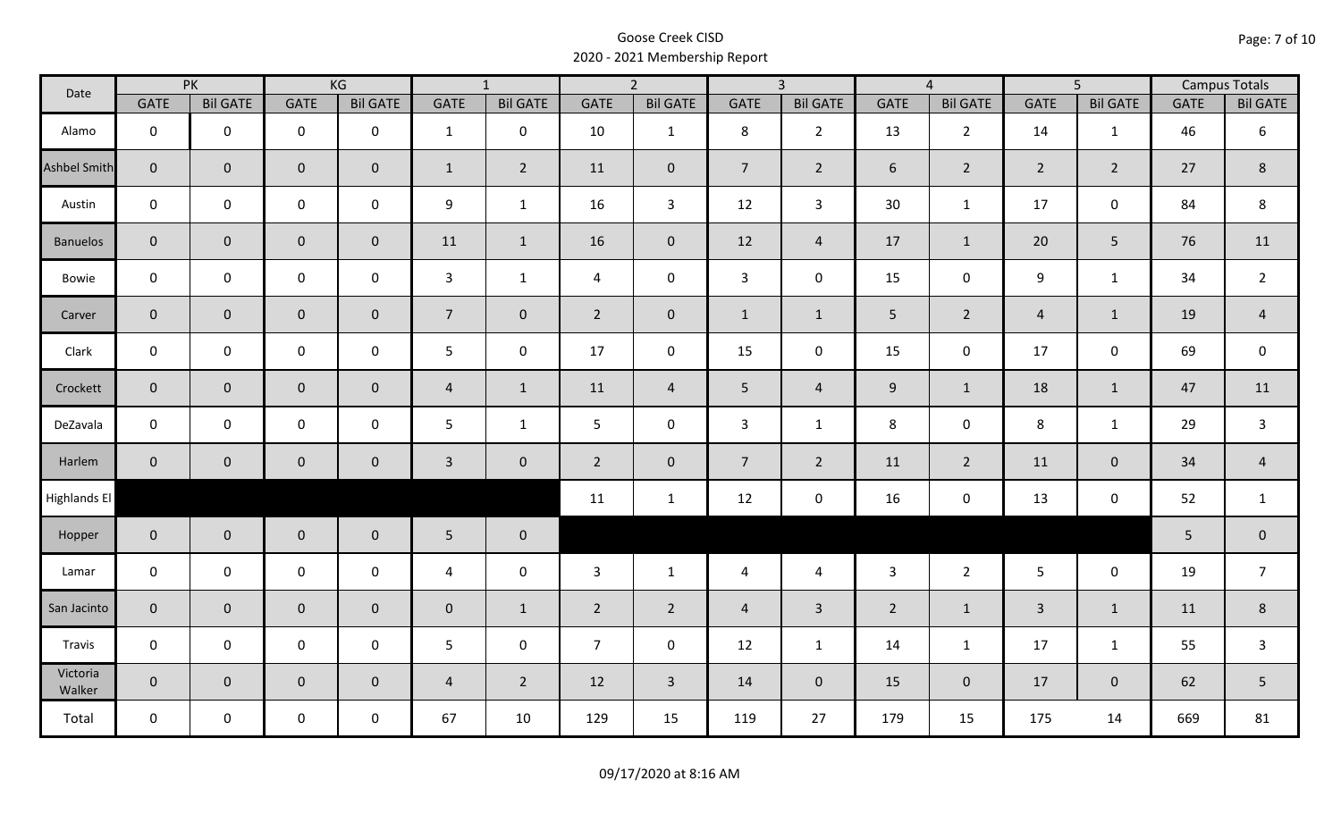# Goose Creek CISD
## 2020 - 2021 Membership Report

| Date | PK | | KG | | 1 | | 2 | | 3 | | 4 | | 5 | | Campus Totals | |
|---|---|---|---|---|---|---|---|---|---|---|---|---|---|---|---|---|
| | GATE | Bil GATE | GATE | Bil GATE | GATE | Bil GATE | GATE | Bil GATE | GATE | Bil GATE | GATE | Bil GATE | GATE | Bil GATE | GATE | Bil GATE |
| Alamo | 0 | 0 | 0 | 0 | 1 | 0 | 10 | 1 | 8 | 2 | 13 | 2 | 14 | 1 | 46 | 6 |
| Ashbel Smith | 0 | 0 | 0 | 0 | 1 | 2 | 11 | 0 | 7 | 2 | 6 | 2 | 2 | 2 | 27 | 8 |
| Austin | 0 | 0 | 0 | 0 | 9 | 1 | 16 | 3 | 12 | 3 | 30 | 1 | 17 | 0 | 84 | 8 |
| Banuelos | 0 | 0 | 0 | 0 | 11 | 1 | 16 | 0 | 12 | 4 | 17 | 1 | 20 | 5 | 76 | 11 |
| Bowie | 0 | 0 | 0 | 0 | 3 | 1 | 4 | 0 | 3 | 0 | 15 | 0 | 9 | 1 | 34 | 2 |
| Carver | 0 | 0 | 0 | 0 | 7 | 0 | 2 | 0 | 1 | 1 | 5 | 2 | 4 | 1 | 19 | 4 |
| Clark | 0 | 0 | 0 | 0 | 5 | 0 | 17 | 0 | 15 | 0 | 15 | 0 | 17 | 0 | 69 | 0 |
| Crockett | 0 | 0 | 0 | 0 | 4 | 1 | 11 | 4 | 5 | 4 | 9 | 1 | 18 | 1 | 47 | 11 |
| DeZavala | 0 | 0 | 0 | 0 | 5 | 1 | 5 | 0 | 3 | 1 | 8 | 0 | 8 | 1 | 29 | 3 |
| Harlem | 0 | 0 | 0 | 0 | 3 | 0 | 2 | 0 | 7 | 2 | 11 | 2 | 11 | 0 | 34 | 4 |
| Highlands El | | | | | | | 11 | 1 | 12 | 0 | 16 | 0 | 13 | 0 | 52 | 1 |
| Hopper | 0 | 0 | 0 | 0 | 5 | 0 | | | | | | | | | 5 | 0 |
| Lamar | 0 | 0 | 0 | 0 | 4 | 0 | 3 | 1 | 4 | 4 | 3 | 2 | 5 | 0 | 19 | 7 |
| San Jacinto | 0 | 0 | 0 | 0 | 0 | 1 | 2 | 2 | 4 | 3 | 2 | 1 | 3 | 1 | 11 | 8 |
| Travis | 0 | 0 | 0 | 0 | 5 | 0 | 7 | 0 | 12 | 1 | 14 | 1 | 17 | 1 | 55 | 3 |
| Victoria Walker | 0 | 0 | 0 | 0 | 4 | 2 | 12 | 3 | 14 | 0 | 15 | 0 | 17 | 0 | 62 | 5 |
| Total | 0 | 0 | 0 | 0 | 67 | 10 | 129 | 15 | 119 | 27 | 179 | 15 | 175 | 14 | 669 | 81 |

09/17/2020 at 8:16 AM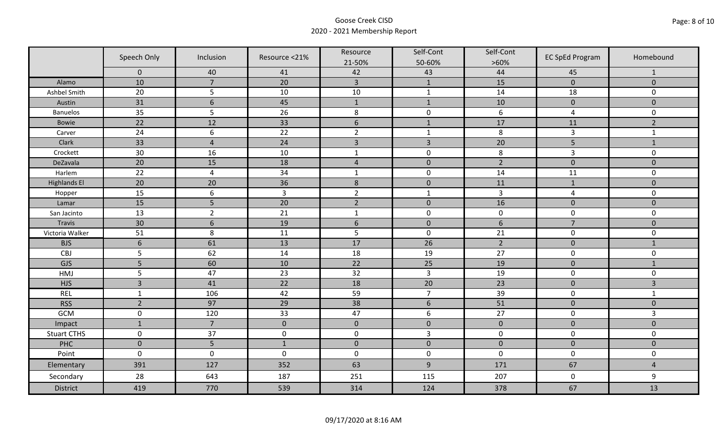# Goose Creek CISD
## 2020 - 2021 Membership Report

| | Speech Only | Inclusion | Resource <21% | Resource 21-50% | Self-Cont 50-60% | Self-Cont >60% | EC SpEd Program | Homebound |
|---|---|---|---|---|---|---|---|---|
| | 0 | 40 | 41 | 42 | 43 | 44 | 45 | 1 |
| Alamo | 10 | 7 | 20 | 3 | 1 | 15 | 0 | 0 |
| Ashbel Smith | 20 | 5 | 10 | 10 | 1 | 14 | 18 | 0 |
| Austin | 31 | 6 | 45 | 1 | 1 | 10 | 0 | 0 |
| Banuelos | 35 | 5 | 26 | 8 | 0 | 6 | 4 | 0 |
| Bowie | 22 | 12 | 33 | 6 | 1 | 17 | 11 | 2 |
| Carver | 24 | 6 | 22 | 2 | 1 | 8 | 3 | 1 |
| Clark | 33 | 4 | 24 | 3 | 3 | 20 | 5 | 1 |
| Crockett | 30 | 16 | 10 | 1 | 0 | 8 | 3 | 0 |
| DeZavala | 20 | 15 | 18 | 4 | 0 | 2 | 0 | 0 |
| Harlem | 22 | 4 | 34 | 1 | 0 | 14 | 11 | 0 |
| Highlands El | 20 | 20 | 36 | 8 | 0 | 11 | 1 | 0 |
| Hopper | 15 | 6 | 3 | 2 | 1 | 3 | 4 | 0 |
| Lamar | 15 | 5 | 20 | 2 | 0 | 16 | 0 | 0 |
| San Jacinto | 13 | 2 | 21 | 1 | 0 | 0 | 0 | 0 |
| Travis | 30 | 6 | 19 | 6 | 0 | 6 | 7 | 0 |
| Victoria Walker | 51 | 8 | 11 | 5 | 0 | 21 | 0 | 0 |
| BJS | 6 | 61 | 13 | 17 | 26 | 2 | 0 | 1 |
| CBJ | 5 | 62 | 14 | 18 | 19 | 27 | 0 | 0 |
| GJS | 5 | 60 | 10 | 22 | 25 | 19 | 0 | 1 |
| HMJ | 5 | 47 | 23 | 32 | 3 | 19 | 0 | 0 |
| HJS | 3 | 41 | 22 | 18 | 20 | 23 | 0 | 3 |
| REL | 1 | 106 | 42 | 59 | 7 | 39 | 0 | 1 |
| RSS | 2 | 97 | 29 | 38 | 6 | 51 | 0 | 0 |
| GCM | 0 | 120 | 33 | 47 | 6 | 27 | 0 | 3 |
| Impact | 1 | 7 | 0 | 0 | 0 | 0 | 0 | 0 |
| Stuart CTHS | 0 | 37 | 0 | 0 | 3 | 0 | 0 | 0 |
| PHC | 0 | 5 | 1 | 0 | 0 | 0 | 0 | 0 |
| Point | 0 | 0 | 0 | 0 | 0 | 0 | 0 | 0 |
| Elementary | 391 | 127 | 352 | 63 | 9 | 171 | 67 | 4 |
| Secondary | 28 | 643 | 187 | 251 | 115 | 207 | 0 | 9 |
| District | 419 | 770 | 539 | 314 | 124 | 378 | 67 | 13 |

09/17/2020 at 8:16 AM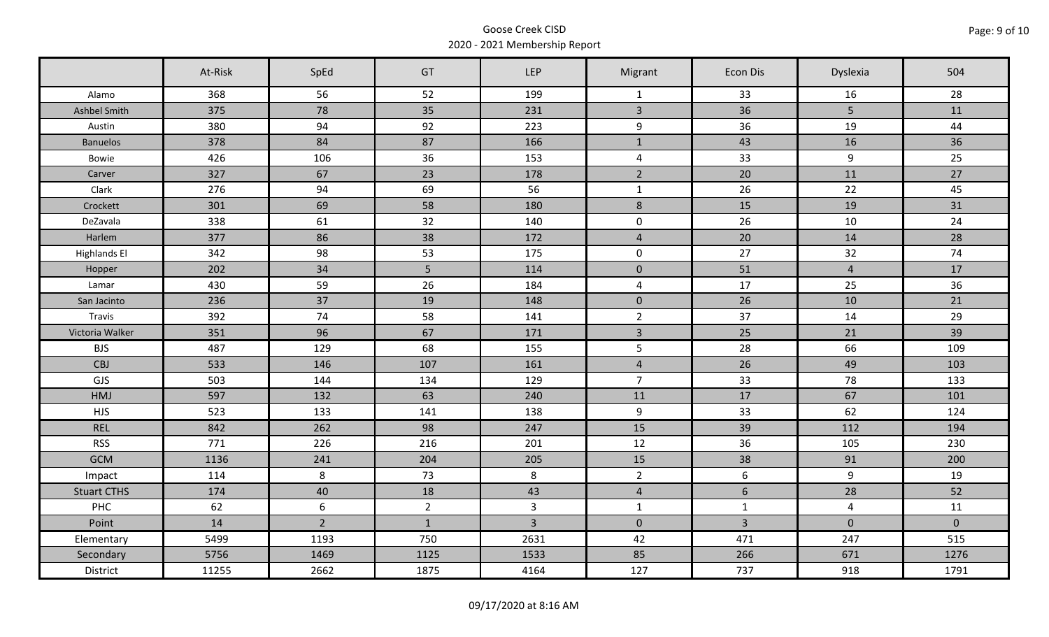Goose Creek CISD
2020 - 2021 Membership Report

| | At-Risk | SpEd | GT | LEP | Migrant | Econ Dis | Dyslexia | 504 |
|---|---|---|---|---|---|---|---|---|
| Alamo | 368 | 56 | 52 | 199 | 1 | 33 | 16 | 28 |
| Ashbel Smith | 375 | 78 | 35 | 231 | 3 | 36 | 5 | 11 |
| Austin | 380 | 94 | 92 | 223 | 9 | 36 | 19 | 44 |
| Banuelos | 378 | 84 | 87 | 166 | 1 | 43 | 16 | 36 |
| Bowie | 426 | 106 | 36 | 153 | 4 | 33 | 9 | 25 |
| Carver | 327 | 67 | 23 | 178 | 2 | 20 | 11 | 27 |
| Clark | 276 | 94 | 69 | 56 | 1 | 26 | 22 | 45 |
| Crockett | 301 | 69 | 58 | 180 | 8 | 15 | 19 | 31 |
| DeZavala | 338 | 61 | 32 | 140 | 0 | 26 | 10 | 24 |
| Harlem | 377 | 86 | 38 | 172 | 4 | 20 | 14 | 28 |
| Highlands El | 342 | 98 | 53 | 175 | 0 | 27 | 32 | 74 |
| Hopper | 202 | 34 | 5 | 114 | 0 | 51 | 4 | 17 |
| Lamar | 430 | 59 | 26 | 184 | 4 | 17 | 25 | 36 |
| San Jacinto | 236 | 37 | 19 | 148 | 0 | 26 | 10 | 21 |
| Travis | 392 | 74 | 58 | 141 | 2 | 37 | 14 | 29 |
| Victoria Walker | 351 | 96 | 67 | 171 | 3 | 25 | 21 | 39 |
| BJS | 487 | 129 | 68 | 155 | 5 | 28 | 66 | 109 |
| CBJ | 533 | 146 | 107 | 161 | 4 | 26 | 49 | 103 |
| GJS | 503 | 144 | 134 | 129 | 7 | 33 | 78 | 133 |
| HMJ | 597 | 132 | 63 | 240 | 11 | 17 | 67 | 101 |
| HJS | 523 | 133 | 141 | 138 | 9 | 33 | 62 | 124 |
| REL | 842 | 262 | 98 | 247 | 15 | 39 | 112 | 194 |
| RSS | 771 | 226 | 216 | 201 | 12 | 36 | 105 | 230 |
| GCM | 1136 | 241 | 204 | 205 | 15 | 38 | 91 | 200 |
| Impact | 114 | 8 | 73 | 8 | 2 | 6 | 9 | 19 |
| Stuart CTHS | 174 | 40 | 18 | 43 | 4 | 6 | 28 | 52 |
| PHC | 62 | 6 | 2 | 3 | 1 | 1 | 4 | 11 |
| Point | 14 | 2 | 1 | 3 | 0 | 3 | 0 | 0 |
| Elementary | 5499 | 1193 | 750 | 2631 | 42 | 471 | 247 | 515 |
| Secondary | 5756 | 1469 | 1125 | 1533 | 85 | 266 | 671 | 1276 |
| District | 11255 | 2662 | 1875 | 4164 | 127 | 737 | 918 | 1791 |

09/17/2020 at 8:16 AM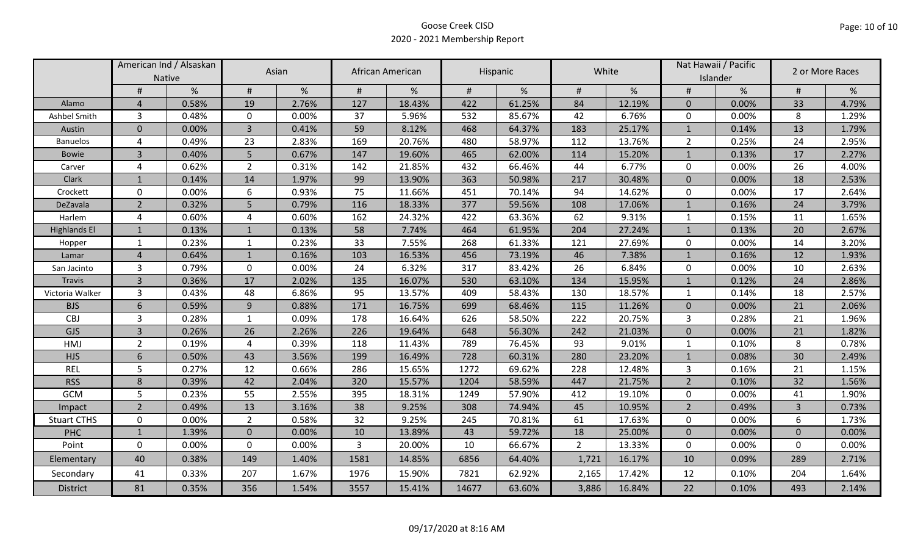Goose Creek CISD

2020 - 2021 Membership Report

| | American Ind / Alsaskan Native | | Asian | | African American | | Hispanic | | White | | Nat Hawaii / Pacific Islander | | 2 or More Races | |
|---|---|---|---|---|---|---|---|---|---|---|---|---|---|---|
| | # | % | # | % | # | % | # | % | # | % | # | % | # | % |
| Alamo | 4 | 0.58% | 19 | 2.76% | 127 | 18.43% | 422 | 61.25% | 84 | 12.19% | 0 | 0.00% | 33 | 4.79% |
| Ashbel Smith | 3 | 0.48% | 0 | 0.00% | 37 | 5.96% | 532 | 85.67% | 42 | 6.76% | 0 | 0.00% | 8 | 1.29% |
| Austin | 0 | 0.00% | 3 | 0.41% | 59 | 8.12% | 468 | 64.37% | 183 | 25.17% | 1 | 0.14% | 13 | 1.79% |
| Banuelos | 4 | 0.49% | 23 | 2.83% | 169 | 20.76% | 480 | 58.97% | 112 | 13.76% | 2 | 0.25% | 24 | 2.95% |
| Bowie | 3 | 0.40% | 5 | 0.67% | 147 | 19.60% | 465 | 62.00% | 114 | 15.20% | 1 | 0.13% | 17 | 2.27% |
| Carver | 4 | 0.62% | 2 | 0.31% | 142 | 21.85% | 432 | 66.46% | 44 | 6.77% | 0 | 0.00% | 26 | 4.00% |
| Clark | 1 | 0.14% | 14 | 1.97% | 99 | 13.90% | 363 | 50.98% | 217 | 30.48% | 0 | 0.00% | 18 | 2.53% |
| Crockett | 0 | 0.00% | 6 | 0.93% | 75 | 11.66% | 451 | 70.14% | 94 | 14.62% | 0 | 0.00% | 17 | 2.64% |
| DeZavala | 2 | 0.32% | 5 | 0.79% | 116 | 18.33% | 377 | 59.56% | 108 | 17.06% | 1 | 0.16% | 24 | 3.79% |
| Harlem | 4 | 0.60% | 4 | 0.60% | 162 | 24.32% | 422 | 63.36% | 62 | 9.31% | 1 | 0.15% | 11 | 1.65% |
| Highlands El | 1 | 0.13% | 1 | 0.13% | 58 | 7.74% | 464 | 61.95% | 204 | 27.24% | 1 | 0.13% | 20 | 2.67% |
| Hopper | 1 | 0.23% | 1 | 0.23% | 33 | 7.55% | 268 | 61.33% | 121 | 27.69% | 0 | 0.00% | 14 | 3.20% |
| Lamar | 4 | 0.64% | 1 | 0.16% | 103 | 16.53% | 456 | 73.19% | 46 | 7.38% | 1 | 0.16% | 12 | 1.93% |
| San Jacinto | 3 | 0.79% | 0 | 0.00% | 24 | 6.32% | 317 | 83.42% | 26 | 6.84% | 0 | 0.00% | 10 | 2.63% |
| Travis | 3 | 0.36% | 17 | 2.02% | 135 | 16.07% | 530 | 63.10% | 134 | 15.95% | 1 | 0.12% | 24 | 2.86% |
| Victoria Walker | 3 | 0.43% | 48 | 6.86% | 95 | 13.57% | 409 | 58.43% | 130 | 18.57% | 1 | 0.14% | 18 | 2.57% |
| BJS | 6 | 0.59% | 9 | 0.88% | 171 | 16.75% | 699 | 68.46% | 115 | 11.26% | 0 | 0.00% | 21 | 2.06% |
| CBJ | 3 | 0.28% | 1 | 0.09% | 178 | 16.64% | 626 | 58.50% | 222 | 20.75% | 3 | 0.28% | 21 | 1.96% |
| GJS | 3 | 0.26% | 26 | 2.26% | 226 | 19.64% | 648 | 56.30% | 242 | 21.03% | 0 | 0.00% | 21 | 1.82% |
| HMJ | 2 | 0.19% | 4 | 0.39% | 118 | 11.43% | 789 | 76.45% | 93 | 9.01% | 1 | 0.10% | 8 | 0.78% |
| HJS | 6 | 0.50% | 43 | 3.56% | 199 | 16.49% | 728 | 60.31% | 280 | 23.20% | 1 | 0.08% | 30 | 2.49% |
| REL | 5 | 0.27% | 12 | 0.66% | 286 | 15.65% | 1272 | 69.62% | 228 | 12.48% | 3 | 0.16% | 21 | 1.15% |
| RSS | 8 | 0.39% | 42 | 2.04% | 320 | 15.57% | 1204 | 58.59% | 447 | 21.75% | 2 | 0.10% | 32 | 1.56% |
| GCM | 5 | 0.23% | 55 | 2.55% | 395 | 18.31% | 1249 | 57.90% | 412 | 19.10% | 0 | 0.00% | 41 | 1.90% |
| Impact | 2 | 0.49% | 13 | 3.16% | 38 | 9.25% | 308 | 74.94% | 45 | 10.95% | 2 | 0.49% | 3 | 0.73% |
| Stuart CTHS | 0 | 0.00% | 2 | 0.58% | 32 | 9.25% | 245 | 70.81% | 61 | 17.63% | 0 | 0.00% | 6 | 1.73% |
| PHC | 1 | 1.39% | 0 | 0.00% | 10 | 13.89% | 43 | 59.72% | 18 | 25.00% | 0 | 0.00% | 0 | 0.00% |
| Point | 0 | 0.00% | 0 | 0.00% | 3 | 20.00% | 10 | 66.67% | 2 | 13.33% | 0 | 0.00% | 0 | 0.00% |
| Elementary | 40 | 0.38% | 149 | 1.40% | 1581 | 14.85% | 6856 | 64.40% | 1,721 | 16.17% | 10 | 0.09% | 289 | 2.71% |
| Secondary | 41 | 0.33% | 207 | 1.67% | 1976 | 15.90% | 7821 | 62.92% | 2,165 | 17.42% | 12 | 0.10% | 204 | 1.64% |
| District | 81 | 0.35% | 356 | 1.54% | 3557 | 15.41% | 14677 | 63.60% | 3,886 | 16.84% | 22 | 0.10% | 493 | 2.14% |

09/17/2020 at 8:16 AM